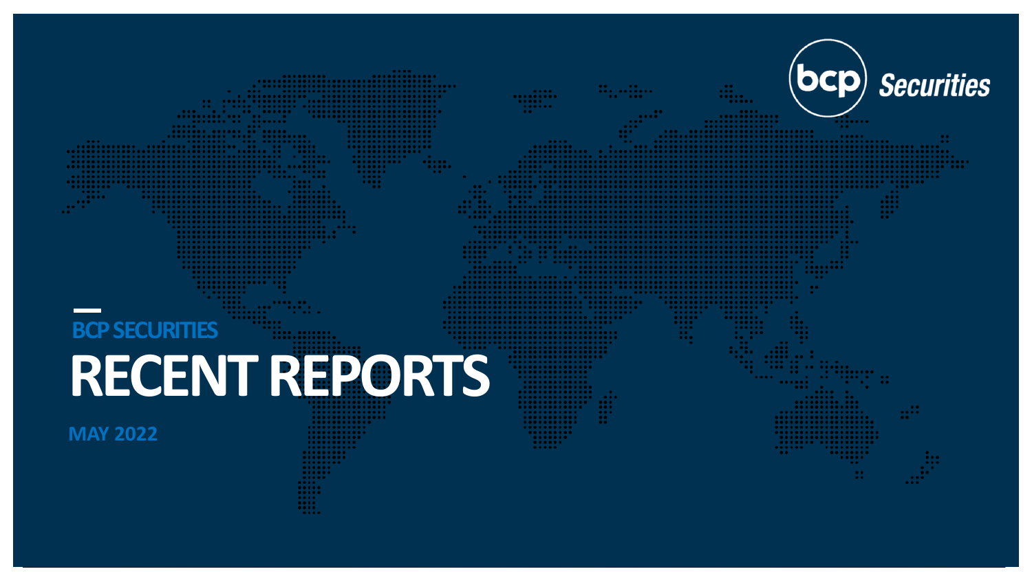bcp Securities

BCP SECURITIES

# RECENT REPORTS

MAY 2022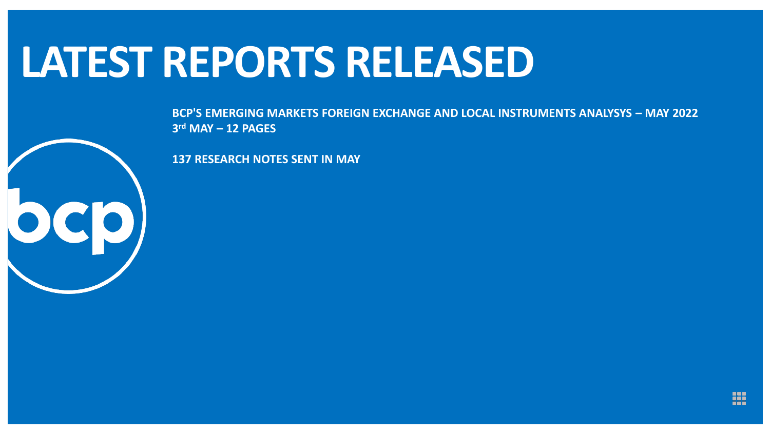# LATEST REPORTS RELEASED

**BCP'S EMERGING MARKETS FOREIGN EXCHANGE AND LOCAL INSTRUMENTS ANALYSYS – MAY 2022**
**3rd MAY – 12 PAGES**

**137 RESEARCH NOTES SENT IN MAY**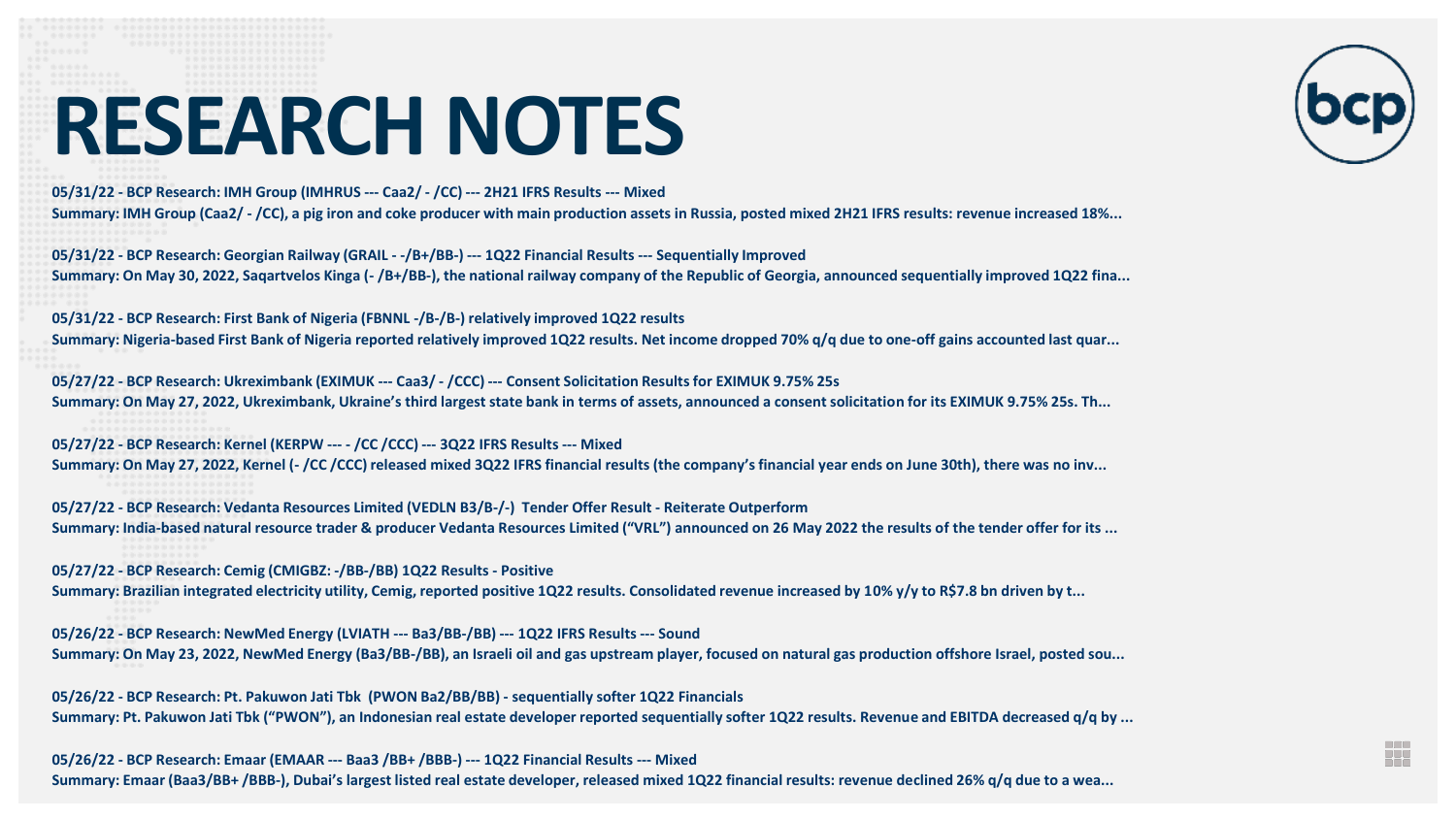# RESEARCH NOTES

**05/31/22 - BCP Research: IMH Group (IMHRUS --- Caa2/ - /CC) --- 2H21 IFRS Results --- Mixed**
**Summary: IMH Group (Caa2/ - /CC), a pig iron and coke producer with main production assets in Russia, posted mixed 2H21 IFRS results: revenue increased 18%...**

**05/31/22 - BCP Research: Georgian Railway (GRAIL - -/B+/BB-) --- 1Q22 Financial Results --- Sequentially Improved**
**Summary: On May 30, 2022, Saqartvelos Kinga (- /B+/BB-), the national railway company of the Republic of Georgia, announced sequentially improved 1Q22 fina...**

**05/31/22 - BCP Research: First Bank of Nigeria (FBNNL -/B-/B-) relatively improved 1Q22 results**
**Summary: Nigeria-based First Bank of Nigeria reported relatively improved 1Q22 results. Net income dropped 70% q/q due to one-off gains accounted last quar...**

**05/27/22 - BCP Research: Ukreximbank (EXIMUK --- Caa3/ - /CCC) --- Consent Solicitation Results for EXIMUK 9.75% 25s**
**Summary: On May 27, 2022, Ukreximbank, Ukraine's third largest state bank in terms of assets, announced a consent solicitation for its EXIMUK 9.75% 25s. Th...**

**05/27/22 - BCP Research: Kernel (KERPW --- - /CC /CCC) --- 3Q22 IFRS Results --- Mixed**
**Summary: On May 27, 2022, Kernel (- /CC /CCC) released mixed 3Q22 IFRS financial results (the company's financial year ends on June 30th), there was no inv...**

**05/27/22 - BCP Research: Vedanta Resources Limited (VEDLN B3/B-/-) Tender Offer Result - Reiterate Outperform**
**Summary: India-based natural resource trader & producer Vedanta Resources Limited ("VRL") announced on 26 May 2022 the results of the tender offer for its ...**

**05/27/22 - BCP Research: Cemig (CMIGBZ: -/BB-/BB) 1Q22 Results - Positive**
**Summary: Brazilian integrated electricity utility, Cemig, reported positive 1Q22 results. Consolidated revenue increased by 10% y/y to R$7.8 bn driven by t...**

**05/26/22 - BCP Research: NewMed Energy (LVIATH --- Ba3/BB-/BB) --- 1Q22 IFRS Results --- Sound**
**Summary: On May 23, 2022, NewMed Energy (Ba3/BB-/BB), an Israeli oil and gas upstream player, focused on natural gas production offshore Israel, posted sou...**

**05/26/22 - BCP Research: Pt. Pakuwon Jati Tbk (PWON Ba2/BB/BB) - sequentially softer 1Q22 Financials**
**Summary: Pt. Pakuwon Jati Tbk ("PWON"), an Indonesian real estate developer reported sequentially softer 1Q22 results. Revenue and EBITDA decreased q/q by ...**

**05/26/22 - BCP Research: Emaar (EMAAR --- Baa3 /BB+ /BBB-) --- 1Q22 Financial Results --- Mixed**
**Summary: Emaar (Baa3/BB+ /BBB-), Dubai's largest listed real estate developer, released mixed 1Q22 financial results: revenue declined 26% q/q due to a wea...**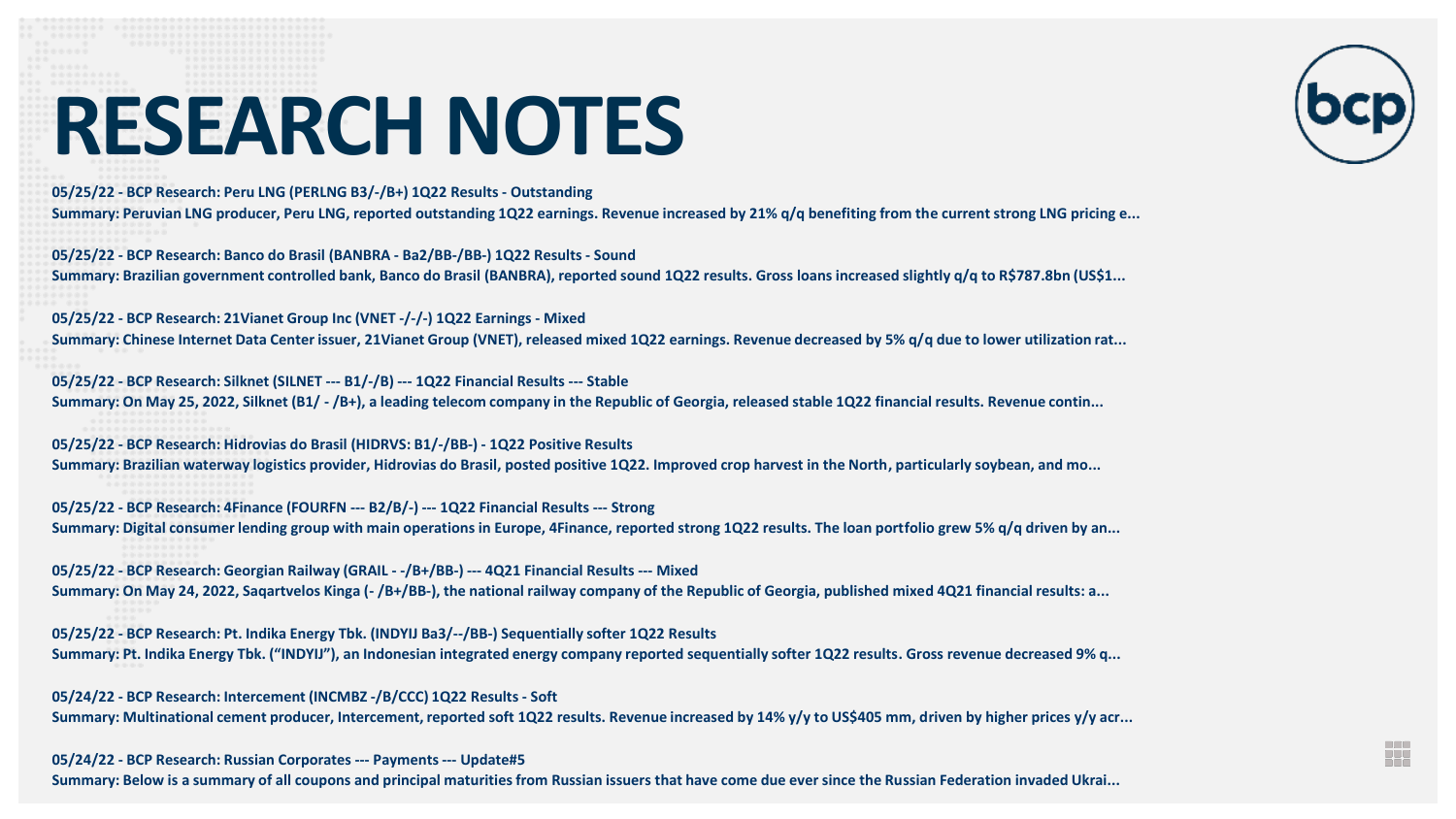# RESEARCH NOTES

**05/25/22 - BCP Research: Peru LNG (PERLNG B3/-/B+) 1Q22 Results - Outstanding**
**Summary: Peruvian LNG producer, Peru LNG, reported outstanding 1Q22 earnings. Revenue increased by 21% q/q benefiting from the current strong LNG pricing e...**

**05/25/22 - BCP Research: Banco do Brasil (BANBRA - Ba2/BB-/BB-) 1Q22 Results - Sound**
**Summary: Brazilian government controlled bank, Banco do Brasil (BANBRA), reported sound 1Q22 results. Gross loans increased slightly q/q to R$787.8bn (US$1...**

**05/25/22 - BCP Research: 21Vianet Group Inc (VNET -/-/-) 1Q22 Earnings - Mixed**
**Summary: Chinese Internet Data Center issuer, 21Vianet Group (VNET), released mixed 1Q22 earnings. Revenue decreased by 5% q/q due to lower utilization rat...**

**05/25/22 - BCP Research: Silknet (SILNET --- B1/-/B) --- 1Q22 Financial Results --- Stable**
**Summary: On May 25, 2022, Silknet (B1/ - /B+), a leading telecom company in the Republic of Georgia, released stable 1Q22 financial results. Revenue contin...**

**05/25/22 - BCP Research: Hidrovias do Brasil (HIDRVS: B1/-/BB-) - 1Q22 Positive Results**
**Summary: Brazilian waterway logistics provider, Hidrovias do Brasil, posted positive 1Q22. Improved crop harvest in the North, particularly soybean, and mo...**

**05/25/22 - BCP Research: 4Finance (FOURFN --- B2/B/-) --- 1Q22 Financial Results --- Strong**
**Summary: Digital consumer lending group with main operations in Europe, 4Finance, reported strong 1Q22 results. The loan portfolio grew 5% q/q driven by an...**

**05/25/22 - BCP Research: Georgian Railway (GRAIL - -/B+/BB-) --- 4Q21 Financial Results --- Mixed**
**Summary: On May 24, 2022, Saqartvelos Kinga (- /B+/BB-), the national railway company of the Republic of Georgia, published mixed 4Q21 financial results: a...**

**05/25/22 - BCP Research: Pt. Indika Energy Tbk. (INDYIJ Ba3/--/BB-) Sequentially softer 1Q22 Results**
**Summary: Pt. Indika Energy Tbk. ("INDYIJ"), an Indonesian integrated energy company reported sequentially softer 1Q22 results. Gross revenue decreased 9% q...**

**05/24/22 - BCP Research: Intercement (INCMBZ -/B/CCC) 1Q22 Results - Soft**
**Summary: Multinational cement producer, Intercement, reported soft 1Q22 results. Revenue increased by 14% y/y to US$405 mm, driven by higher prices y/y acr...**

**05/24/22 - BCP Research: Russian Corporates --- Payments --- Update#5**
**Summary: Below is a summary of all coupons and principal maturities from Russian issuers that have come due ever since the Russian Federation invaded Ukrai...**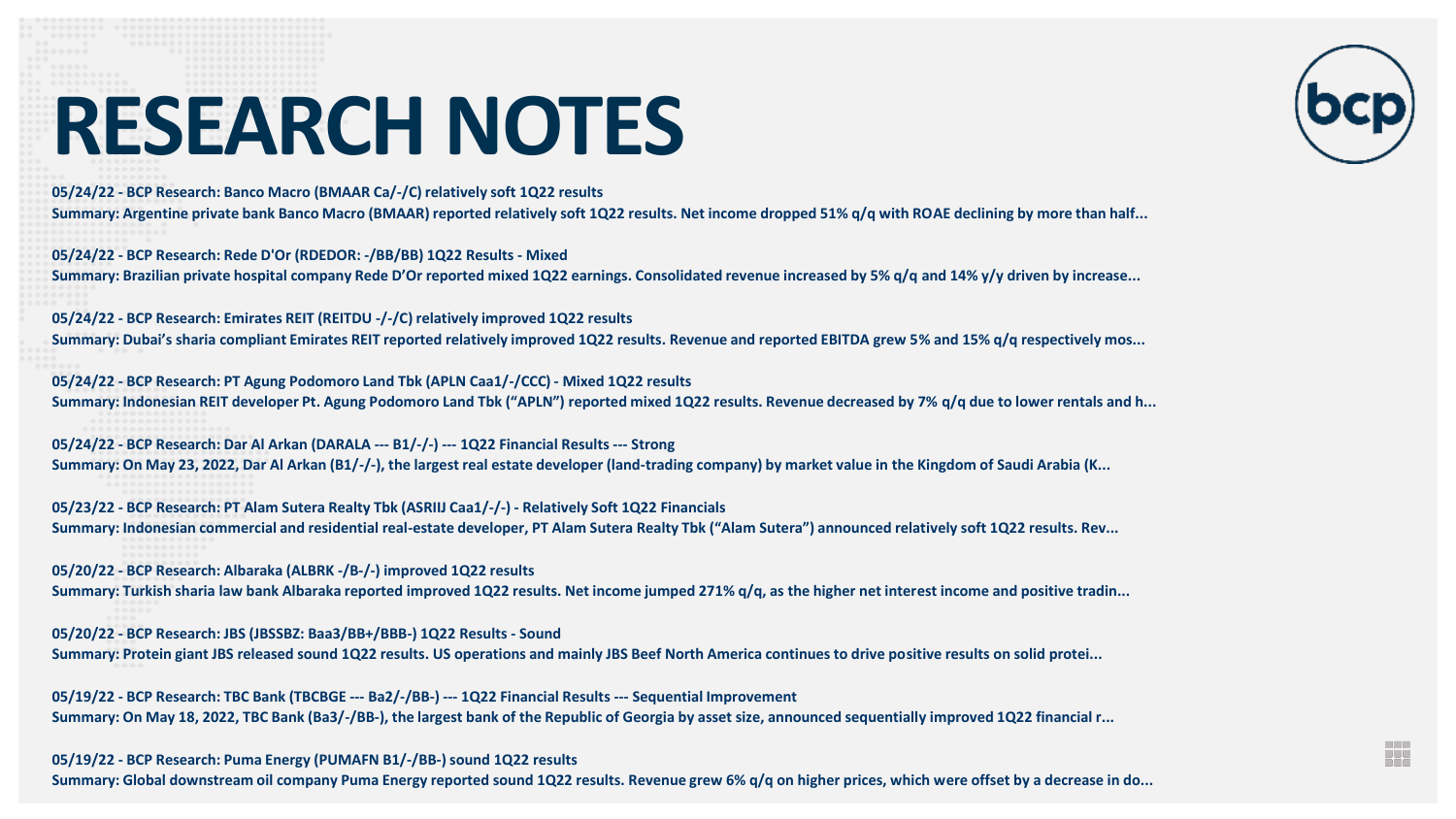# RESEARCH NOTES

**05/24/22 - BCP Research: Banco Macro (BMAAR Ca/-/C) relatively soft 1Q22 results**
**Summary: Argentine private bank Banco Macro (BMAAR) reported relatively soft 1Q22 results. Net income dropped 51% q/q with ROAE declining by more than half...**

**05/24/22 - BCP Research: Rede D'Or (RDEDOR: -/BB/BB) 1Q22 Results - Mixed**
**Summary: Brazilian private hospital company Rede D'Or reported mixed 1Q22 earnings. Consolidated revenue increased by 5% q/q and 14% y/y driven by increase...**

**05/24/22 - BCP Research: Emirates REIT (REITDU -/-/C) relatively improved 1Q22 results**
**Summary: Dubai's sharia compliant Emirates REIT reported relatively improved 1Q22 results. Revenue and reported EBITDA grew 5% and 15% q/q respectively mos...**

**05/24/22 - BCP Research: PT Agung Podomoro Land Tbk (APLN Caa1/-/CCC) - Mixed 1Q22 results**
**Summary: Indonesian REIT developer Pt. Agung Podomoro Land Tbk ("APLN") reported mixed 1Q22 results. Revenue decreased by 7% q/q due to lower rentals and h...**

**05/24/22 - BCP Research: Dar Al Arkan (DARALA --- B1/-/-) --- 1Q22 Financial Results --- Strong**
**Summary: On May 23, 2022, Dar Al Arkan (B1/-/-), the largest real estate developer (land-trading company) by market value in the Kingdom of Saudi Arabia (K...**

**05/23/22 - BCP Research: PT Alam Sutera Realty Tbk (ASRIIJ Caa1/-/-) - Relatively Soft 1Q22 Financials**
**Summary: Indonesian commercial and residential real-estate developer, PT Alam Sutera Realty Tbk ("Alam Sutera") announced relatively soft 1Q22 results. Rev...**

**05/20/22 - BCP Research: Albaraka (ALBRK -/B-/-) improved 1Q22 results**
**Summary: Turkish sharia law bank Albaraka reported improved 1Q22 results. Net income jumped 271% q/q, as the higher net interest income and positive tradin...**

**05/20/22 - BCP Research: JBS (JBSSBZ: Baa3/BB+/BBB-) 1Q22 Results - Sound**
**Summary: Protein giant JBS released sound 1Q22 results. US operations and mainly JBS Beef North America continues to drive positive results on solid protei...**

**05/19/22 - BCP Research: TBC Bank (TBCBGE --- Ba2/-/BB-) --- 1Q22 Financial Results --- Sequential Improvement**
**Summary: On May 18, 2022, TBC Bank (Ba3/-/BB-), the largest bank of the Republic of Georgia by asset size, announced sequentially improved 1Q22 financial r...**

**05/19/22 - BCP Research: Puma Energy (PUMAFN B1/-/BB-) sound 1Q22 results**
**Summary: Global downstream oil company Puma Energy reported sound 1Q22 results. Revenue grew 6% q/q on higher prices, which were offset by a decrease in do...**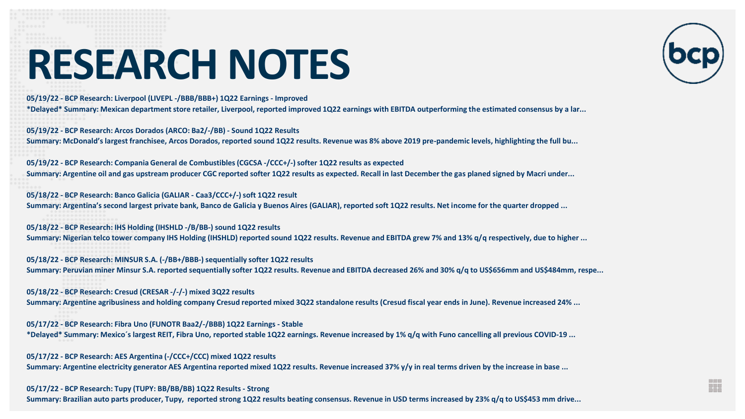# RESEARCH NOTES

**05/19/22 - BCP Research: Liverpool (LIVEPL -/BBB/BBB+) 1Q22 Earnings - Improved**
**\*Delayed\* Summary: Mexican department store retailer, Liverpool, reported improved 1Q22 earnings with EBITDA outperforming the estimated consensus by a lar...**

**05/19/22 - BCP Research: Arcos Dorados (ARCO: Ba2/-/BB) - Sound 1Q22 Results**
**Summary: McDonald's largest franchisee, Arcos Dorados, reported sound 1Q22 results. Revenue was 8% above 2019 pre-pandemic levels, highlighting the full bu...**

**05/19/22 - BCP Research: Compania General de Combustibles (CGCSA -/CCC+/-) softer 1Q22 results as expected**
**Summary: Argentine oil and gas upstream producer CGC reported softer 1Q22 results as expected. Recall in last December the gas planed signed by Macri under...**

**05/18/22 - BCP Research: Banco Galicia (GALIAR - Caa3/CCC+/-) soft 1Q22 result**
**Summary: Argentina's second largest private bank, Banco de Galicia y Buenos Aires (GALIAR), reported soft 1Q22 results. Net income for the quarter dropped ...**

**05/18/22 - BCP Research: IHS Holding (IHSHLD -/B/BB-) sound 1Q22 results**
**Summary: Nigerian telco tower company IHS Holding (IHSHLD) reported sound 1Q22 results. Revenue and EBITDA grew 7% and 13% q/q respectively, due to higher ...**

**05/18/22 - BCP Research: MINSUR S.A. (-/BB+/BBB-) sequentially softer 1Q22 results**
**Summary: Peruvian miner Minsur S.A. reported sequentially softer 1Q22 results. Revenue and EBITDA decreased 26% and 30% q/q to US$656mm and US$484mm, respe...**

**05/18/22 - BCP Research: Cresud (CRESAR -/-/-) mixed 3Q22 results**
**Summary: Argentine agribusiness and holding company Cresud reported mixed 3Q22 standalone results (Cresud fiscal year ends in June). Revenue increased 24% ...**

**05/17/22 - BCP Research: Fibra Uno (FUNOTR Baa2/-/BBB) 1Q22 Earnings - Stable**
**\*Delayed\* Summary: Mexico´s largest REIT, Fibra Uno, reported stable 1Q22 earnings. Revenue increased by 1% q/q with Funo cancelling all previous COVID-19 ...**

**05/17/22 - BCP Research: AES Argentina (-/CCC+/CCC) mixed 1Q22 results**
**Summary: Argentine electricity generator AES Argentina reported mixed 1Q22 results. Revenue increased 37% y/y in real terms driven by the increase in base ...**

**05/17/22 - BCP Research: Tupy (TUPY: BB/BB/BB) 1Q22 Results - Strong**
**Summary: Brazilian auto parts producer, Tupy, reported strong 1Q22 results beating consensus. Revenue in USD terms increased by 23% q/q to US$453 mm drive...**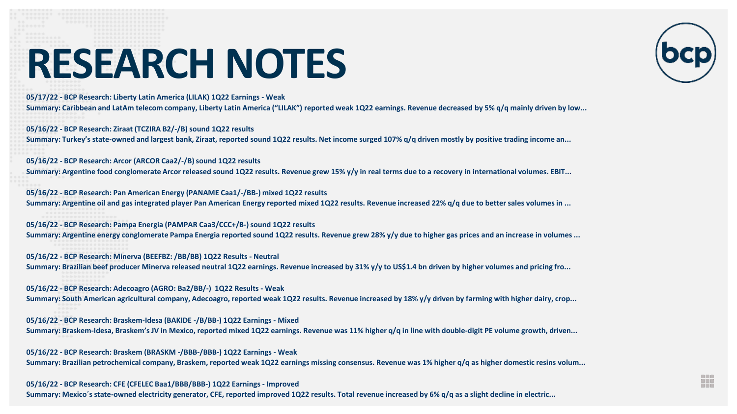# RESEARCH NOTES

**05/17/22 - BCP Research: Liberty Latin America (LILAK) 1Q22 Earnings - Weak**
**Summary: Caribbean and LatAm telecom company, Liberty Latin America ("LILAK") reported weak 1Q22 earnings. Revenue decreased by 5% q/q mainly driven by low...**

**05/16/22 - BCP Research: Ziraat (TCZIRA B2/-/B) sound 1Q22 results**
**Summary: Turkey's state-owned and largest bank, Ziraat, reported sound 1Q22 results. Net income surged 107% q/q driven mostly by positive trading income an...**

**05/16/22 - BCP Research: Arcor (ARCOR Caa2/-/B) sound 1Q22 results**
**Summary: Argentine food conglomerate Arcor released sound 1Q22 results. Revenue grew 15% y/y in real terms due to a recovery in international volumes. EBIT...**

**05/16/22 - BCP Research: Pan American Energy (PANAME Caa1/-/BB-) mixed 1Q22 results**
**Summary: Argentine oil and gas integrated player Pan American Energy reported mixed 1Q22 results. Revenue increased 22% q/q due to better sales volumes in ...**

**05/16/22 - BCP Research: Pampa Energia (PAMPAR Caa3/CCC+/B-) sound 1Q22 results**
**Summary: Argentine energy conglomerate Pampa Energia reported sound 1Q22 results. Revenue grew 28% y/y due to higher gas prices and an increase in volumes ...**

**05/16/22 - BCP Research: Minerva (BEEFBZ: /BB/BB) 1Q22 Results - Neutral**
**Summary: Brazilian beef producer Minerva released neutral 1Q22 earnings. Revenue increased by 31% y/y to US$1.4 bn driven by higher volumes and pricing fro...**

**05/16/22 - BCP Research: Adecoagro (AGRO: Ba2/BB/-) 1Q22 Results - Weak**
**Summary: South American agricultural company, Adecoagro, reported weak 1Q22 results. Revenue increased by 18% y/y driven by farming with higher dairy, crop...**

**05/16/22 - BCP Research: Braskem-Idesa (BAKIDE -/B/BB-) 1Q22 Earnings - Mixed**
**Summary: Braskem-Idesa, Braskem's JV in Mexico, reported mixed 1Q22 earnings. Revenue was 11% higher q/q in line with double-digit PE volume growth, driven...**

**05/16/22 - BCP Research: Braskem (BRASKM -/BBB-/BBB-) 1Q22 Earnings - Weak**
**Summary: Brazilian petrochemical company, Braskem, reported weak 1Q22 earnings missing consensus. Revenue was 1% higher q/q as higher domestic resins volum...**

**05/16/22 - BCP Research: CFE (CFELEC Baa1/BBB/BBB-) 1Q22 Earnings - Improved**
**Summary: Mexico´s state-owned electricity generator, CFE, reported improved 1Q22 results. Total revenue increased by 6% q/q as a slight decline in electric...**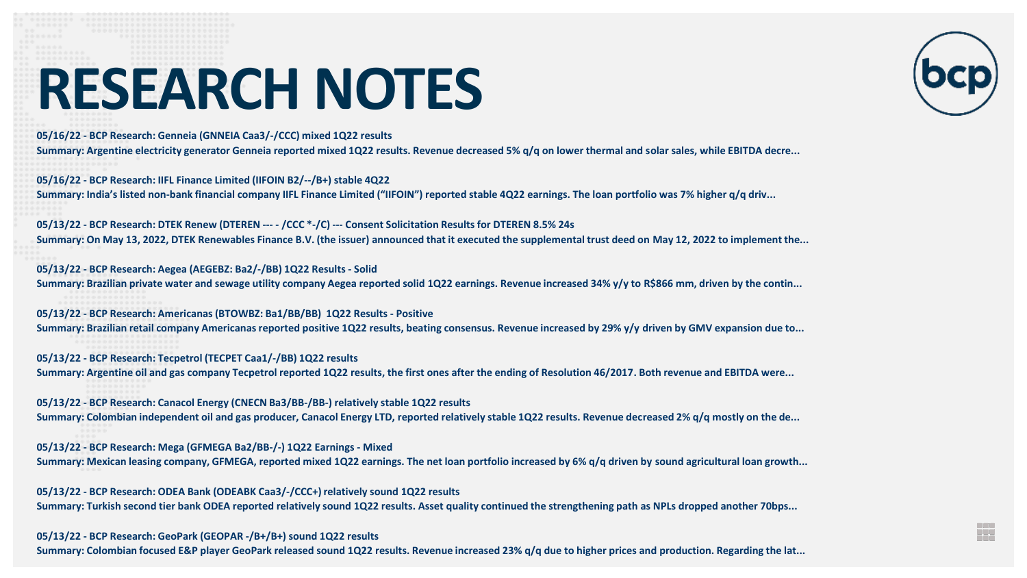# RESEARCH NOTES

**05/16/22 - BCP Research: Genneia (GNNEIA Caa3/-/CCC) mixed 1Q22 results**
**Summary: Argentine electricity generator Genneia reported mixed 1Q22 results. Revenue decreased 5% q/q on lower thermal and solar sales, while EBITDA decre...**

**05/16/22 - BCP Research: IIFL Finance Limited (IIFOIN B2/--/B+) stable 4Q22**
**Summary: India's listed non-bank financial company IIFL Finance Limited ("IIFOIN") reported stable 4Q22 earnings. The loan portfolio was 7% higher q/q driv...**

**05/13/22 - BCP Research: DTEK Renew (DTEREN --- - /CCC *-/C) --- Consent Solicitation Results for DTEREN 8.5% 24s**
**Summary: On May 13, 2022, DTEK Renewables Finance B.V. (the issuer) announced that it executed the supplemental trust deed on May 12, 2022 to implement the...**

**05/13/22 - BCP Research: Aegea (AEGEBZ: Ba2/-/BB) 1Q22 Results - Solid**
**Summary: Brazilian private water and sewage utility company Aegea reported solid 1Q22 earnings. Revenue increased 34% y/y to R$866 mm, driven by the contin...**

**05/13/22 - BCP Research: Americanas (BTOWBZ: Ba1/BB/BB) 1Q22 Results - Positive**
**Summary: Brazilian retail company Americanas reported positive 1Q22 results, beating consensus. Revenue increased by 29% y/y driven by GMV expansion due to...**

**05/13/22 - BCP Research: Tecpetrol (TECPET Caa1/-/BB) 1Q22 results**
**Summary: Argentine oil and gas company Tecpetrol reported 1Q22 results, the first ones after the ending of Resolution 46/2017. Both revenue and EBITDA were...**

**05/13/22 - BCP Research: Canacol Energy (CNECN Ba3/BB-/BB-) relatively stable 1Q22 results**
**Summary: Colombian independent oil and gas producer, Canacol Energy LTD, reported relatively stable 1Q22 results. Revenue decreased 2% q/q mostly on the de...**

**05/13/22 - BCP Research: Mega (GFMEGA Ba2/BB-/-) 1Q22 Earnings - Mixed**
**Summary: Mexican leasing company, GFMEGA, reported mixed 1Q22 earnings. The net loan portfolio increased by 6% q/q driven by sound agricultural loan growth...**

**05/13/22 - BCP Research: ODEA Bank (ODEABK Caa3/-/CCC+) relatively sound 1Q22 results**
**Summary: Turkish second tier bank ODEA reported relatively sound 1Q22 results. Asset quality continued the strengthening path as NPLs dropped another 70bps...**

**05/13/22 - BCP Research: GeoPark (GEOPAR -/B+/B+) sound 1Q22 results**
**Summary: Colombian focused E&P player GeoPark released sound 1Q22 results. Revenue increased 23% q/q due to higher prices and production. Regarding the lat...**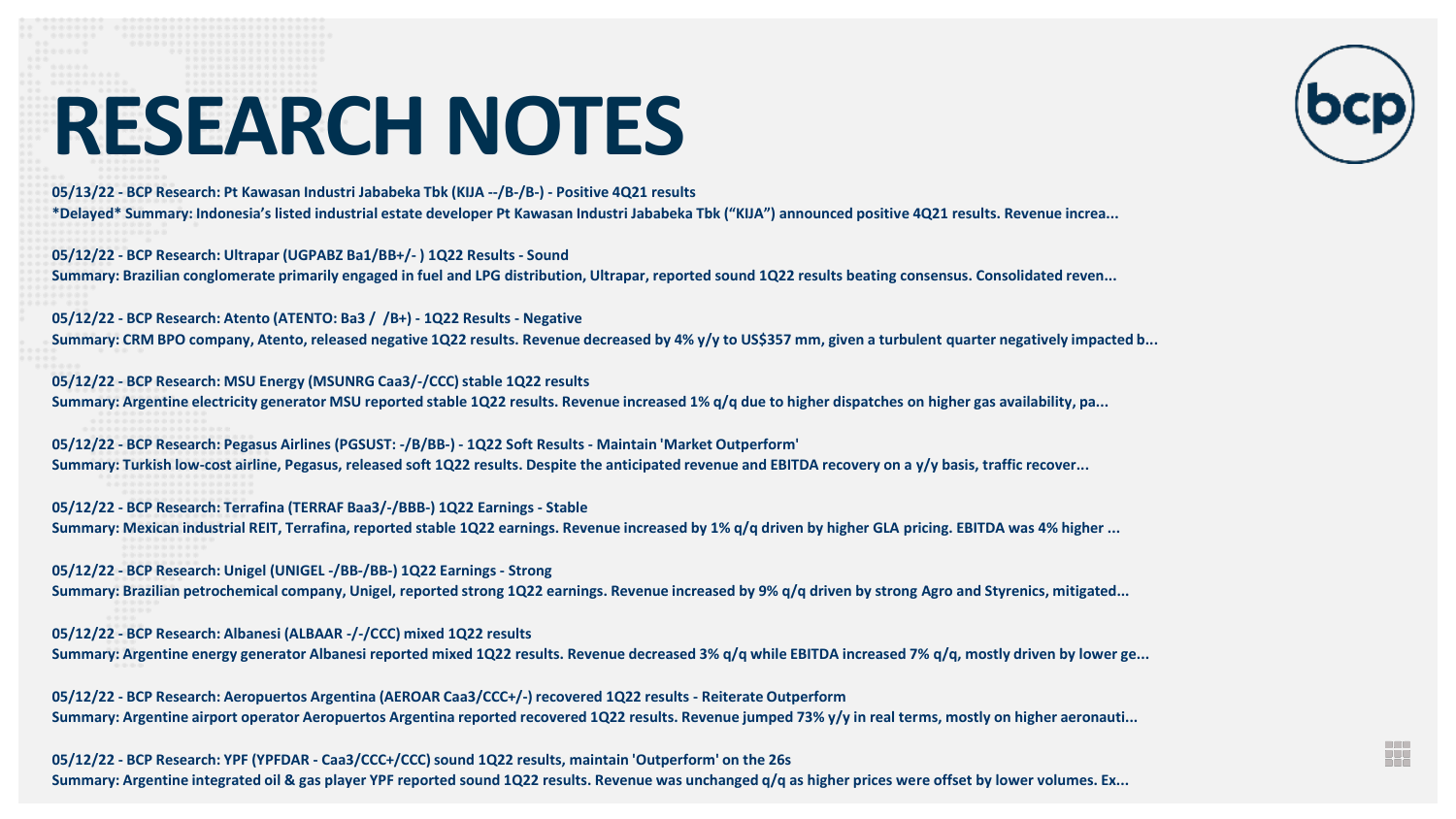# RESEARCH NOTES

**05/13/22 - BCP Research: Pt Kawasan Industri Jababeka Tbk (KIJA --/B-/B-) - Positive 4Q21 results**
***Delayed* Summary: Indonesia's listed industrial estate developer Pt Kawasan Industri Jababeka Tbk ("KIJA") announced positive 4Q21 results. Revenue increa...**

**05/12/22 - BCP Research: Ultrapar (UGPABZ Ba1/BB+/- ) 1Q22 Results - Sound**
**Summary: Brazilian conglomerate primarily engaged in fuel and LPG distribution, Ultrapar, reported sound 1Q22 results beating consensus. Consolidated reven...**

**05/12/22 - BCP Research: Atento (ATENTO: Ba3 / /B+) - 1Q22 Results - Negative**
**Summary: CRM BPO company, Atento, released negative 1Q22 results. Revenue decreased by 4% y/y to US$357 mm, given a turbulent quarter negatively impacted b...**

**05/12/22 - BCP Research: MSU Energy (MSUNRG Caa3/-/CCC) stable 1Q22 results**
**Summary: Argentine electricity generator MSU reported stable 1Q22 results. Revenue increased 1% q/q due to higher dispatches on higher gas availability, pa...**

**05/12/22 - BCP Research: Pegasus Airlines (PGSUST: -/B/BB-) - 1Q22 Soft Results - Maintain 'Market Outperform'**
**Summary: Turkish low-cost airline, Pegasus, released soft 1Q22 results. Despite the anticipated revenue and EBITDA recovery on a y/y basis, traffic recover...**

**05/12/22 - BCP Research: Terrafina (TERRAF Baa3/-/BBB-) 1Q22 Earnings - Stable**
**Summary: Mexican industrial REIT, Terrafina, reported stable 1Q22 earnings. Revenue increased by 1% q/q driven by higher GLA pricing. EBITDA was 4% higher ...**

**05/12/22 - BCP Research: Unigel (UNIGEL -/BB-/BB-) 1Q22 Earnings - Strong**
**Summary: Brazilian petrochemical company, Unigel, reported strong 1Q22 earnings. Revenue increased by 9% q/q driven by strong Agro and Styrenics, mitigated...**

**05/12/22 - BCP Research: Albanesi (ALBAAR -/-/CCC) mixed 1Q22 results**
**Summary: Argentine energy generator Albanesi reported mixed 1Q22 results. Revenue decreased 3% q/q while EBITDA increased 7% q/q, mostly driven by lower ge...**

**05/12/22 - BCP Research: Aeropuertos Argentina (AEROAR Caa3/CCC+/-) recovered 1Q22 results - Reiterate Outperform**
**Summary: Argentine airport operator Aeropuertos Argentina reported recovered 1Q22 results. Revenue jumped 73% y/y in real terms, mostly on higher aeronauti...**

**05/12/22 - BCP Research: YPF (YPFDAR - Caa3/CCC+/CCC) sound 1Q22 results, maintain 'Outperform' on the 26s**
**Summary: Argentine integrated oil & gas player YPF reported sound 1Q22 results. Revenue was unchanged q/q as higher prices were offset by lower volumes. Ex...**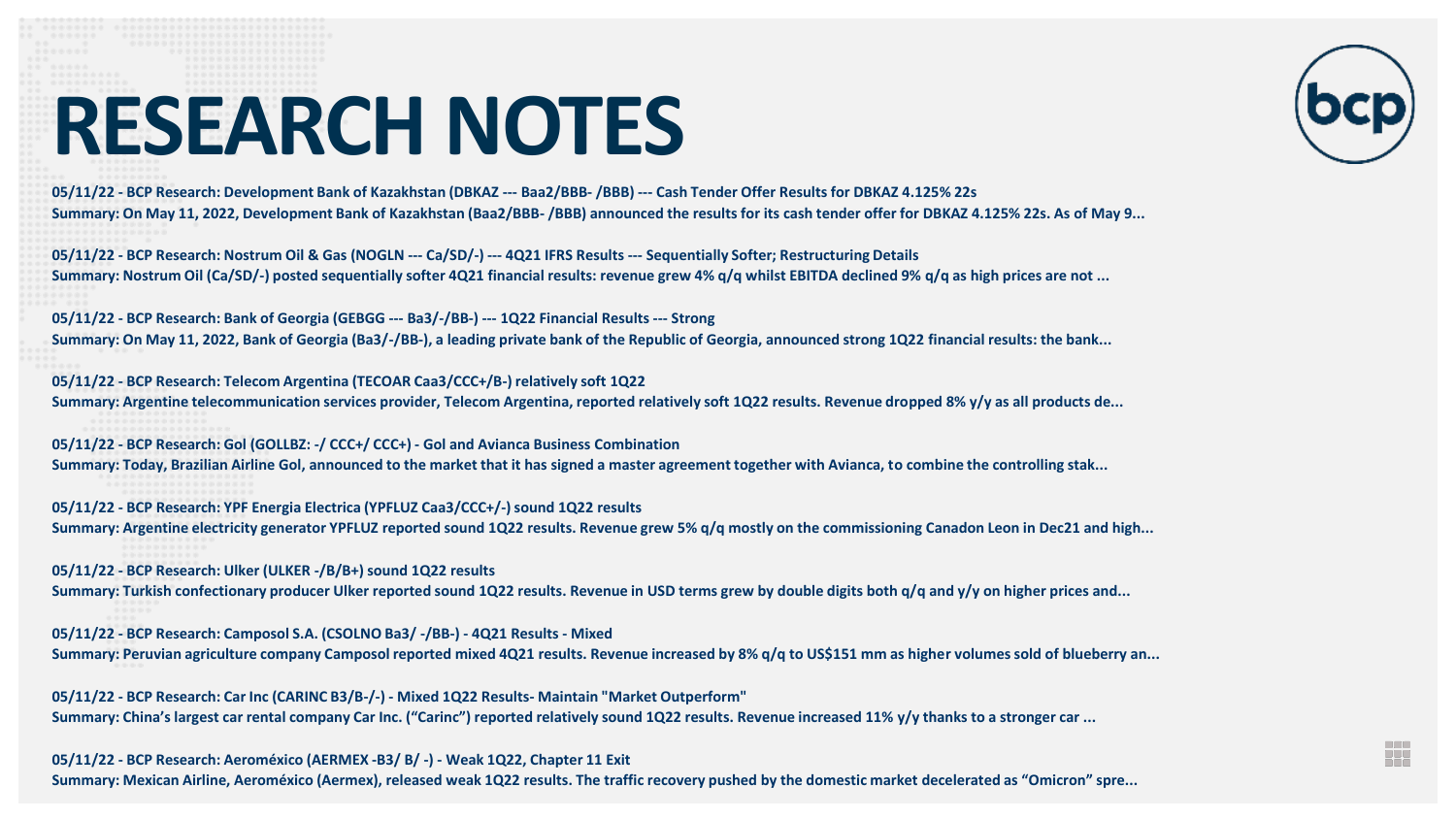# RESEARCH NOTES

**05/11/22 - BCP Research: Development Bank of Kazakhstan (DBKAZ --- Baa2/BBB- /BBB) --- Cash Tender Offer Results for DBKAZ 4.125% 22s**
**Summary: On May 11, 2022, Development Bank of Kazakhstan (Baa2/BBB- /BBB) announced the results for its cash tender offer for DBKAZ 4.125% 22s. As of May 9...**

**05/11/22 - BCP Research: Nostrum Oil & Gas (NOGLN --- Ca/SD/-) --- 4Q21 IFRS Results --- Sequentially Softer; Restructuring Details**
**Summary: Nostrum Oil (Ca/SD/-) posted sequentially softer 4Q21 financial results: revenue grew 4% q/q whilst EBITDA declined 9% q/q as high prices are not ...**

**05/11/22 - BCP Research: Bank of Georgia (GEBGG --- Ba3/-/BB-) --- 1Q22 Financial Results --- Strong**
**Summary: On May 11, 2022, Bank of Georgia (Ba3/-/BB-), a leading private bank of the Republic of Georgia, announced strong 1Q22 financial results: the bank...**

**05/11/22 - BCP Research: Telecom Argentina (TECOAR Caa3/CCC+/B-) relatively soft 1Q22**
**Summary: Argentine telecommunication services provider, Telecom Argentina, reported relatively soft 1Q22 results. Revenue dropped 8% y/y as all products de...**

**05/11/22 - BCP Research: Gol (GOLLBZ: -/ CCC+/ CCC+) - Gol and Avianca Business Combination**
**Summary: Today, Brazilian Airline Gol, announced to the market that it has signed a master agreement together with Avianca, to combine the controlling stak...**

**05/11/22 - BCP Research: YPF Energia Electrica (YPFLUZ Caa3/CCC+/-) sound 1Q22 results**
**Summary: Argentine electricity generator YPFLUZ reported sound 1Q22 results. Revenue grew 5% q/q mostly on the commissioning Canadon Leon in Dec21 and high...**

**05/11/22 - BCP Research: Ulker (ULKER -/B/B+) sound 1Q22 results**
**Summary: Turkish confectionary producer Ulker reported sound 1Q22 results. Revenue in USD terms grew by double digits both q/q and y/y on higher prices and...**

**05/11/22 - BCP Research: Camposol S.A. (CSOLNO Ba3/ -/BB-) - 4Q21 Results - Mixed**
**Summary: Peruvian agriculture company Camposol reported mixed 4Q21 results. Revenue increased by 8% q/q to US$151 mm as higher volumes sold of blueberry an...**

**05/11/22 - BCP Research: Car Inc (CARINC B3/B-/-) - Mixed 1Q22 Results- Maintain "Market Outperform"**
**Summary: China's largest car rental company Car Inc. ("Carinc") reported relatively sound 1Q22 results. Revenue increased 11% y/y thanks to a stronger car ...**

**05/11/22 - BCP Research: Aeroméxico (AERMEX -B3/ B/ -) - Weak 1Q22, Chapter 11 Exit**
**Summary: Mexican Airline, Aeroméxico (Aermex), released weak 1Q22 results. The traffic recovery pushed by the domestic market decelerated as "Omicron" spre...**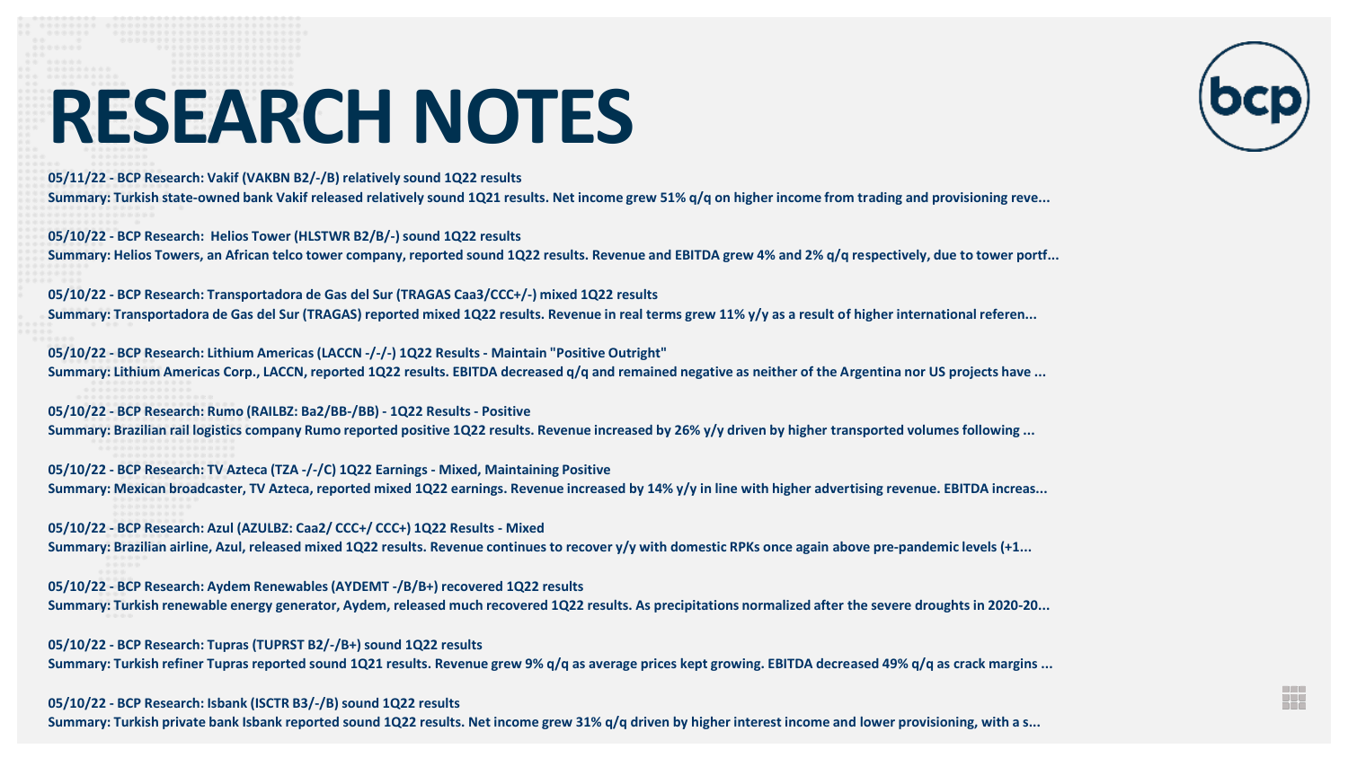# RESEARCH NOTES

**05/11/22 - BCP Research: Vakif (VAKBN B2/-/B) relatively sound 1Q22 results**
**Summary: Turkish state-owned bank Vakif released relatively sound 1Q21 results. Net income grew 51% q/q on higher income from trading and provisioning reve...**

**05/10/22 - BCP Research: Helios Tower (HLSTWR B2/B/-) sound 1Q22 results**
**Summary: Helios Towers, an African telco tower company, reported sound 1Q22 results. Revenue and EBITDA grew 4% and 2% q/q respectively, due to tower portf...**

**05/10/22 - BCP Research: Transportadora de Gas del Sur (TRAGAS Caa3/CCC+/-) mixed 1Q22 results**
**Summary: Transportadora de Gas del Sur (TRAGAS) reported mixed 1Q22 results. Revenue in real terms grew 11% y/y as a result of higher international referen...**

**05/10/22 - BCP Research: Lithium Americas (LACCN -/-/-) 1Q22 Results - Maintain "Positive Outright"**
**Summary: Lithium Americas Corp., LACCN, reported 1Q22 results. EBITDA decreased q/q and remained negative as neither of the Argentina nor US projects have ...**

**05/10/22 - BCP Research: Rumo (RAILBZ: Ba2/BB-/BB) - 1Q22 Results - Positive**
**Summary: Brazilian rail logistics company Rumo reported positive 1Q22 results. Revenue increased by 26% y/y driven by higher transported volumes following ...**

**05/10/22 - BCP Research: TV Azteca (TZA -/-/C) 1Q22 Earnings - Mixed, Maintaining Positive**
**Summary: Mexican broadcaster, TV Azteca, reported mixed 1Q22 earnings. Revenue increased by 14% y/y in line with higher advertising revenue. EBITDA increas...**

**05/10/22 - BCP Research: Azul (AZULBZ: Caa2/ CCC+/ CCC+) 1Q22 Results - Mixed**
**Summary: Brazilian airline, Azul, released mixed 1Q22 results. Revenue continues to recover y/y with domestic RPKs once again above pre-pandemic levels (+1...**

**05/10/22 - BCP Research: Aydem Renewables (AYDEMT -/B/B+) recovered 1Q22 results**
**Summary: Turkish renewable energy generator, Aydem, released much recovered 1Q22 results. As precipitations normalized after the severe droughts in 2020-20...**

**05/10/22 - BCP Research: Tupras (TUPRST B2/-/B+) sound 1Q22 results**
**Summary: Turkish refiner Tupras reported sound 1Q21 results. Revenue grew 9% q/q as average prices kept growing. EBITDA decreased 49% q/q as crack margins ...**

**05/10/22 - BCP Research: Isbank (ISCTR B3/-/B) sound 1Q22 results**
**Summary: Turkish private bank Isbank reported sound 1Q22 results. Net income grew 31% q/q driven by higher interest income and lower provisioning, with a s...**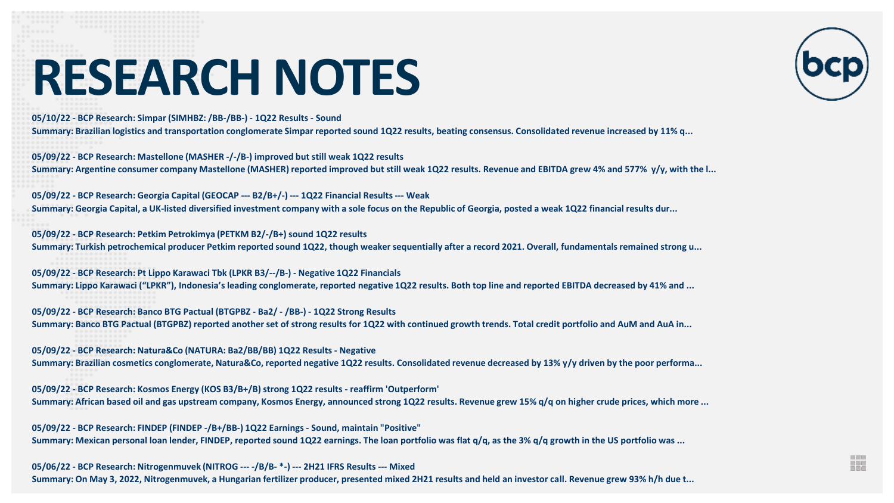# RESEARCH NOTES

**05/10/22 - BCP Research: Simpar (SIMHBZ: /BB-/BB-) - 1Q22 Results - Sound**
**Summary: Brazilian logistics and transportation conglomerate Simpar reported sound 1Q22 results, beating consensus. Consolidated revenue increased by 11% q...**

**05/09/22 - BCP Research: Mastellone (MASHER -/-/B-) improved but still weak 1Q22 results**
**Summary: Argentine consumer company Mastellone (MASHER) reported improved but still weak 1Q22 results. Revenue and EBITDA grew 4% and 577% y/y, with the l...**

**05/09/22 - BCP Research: Georgia Capital (GEOCAP --- B2/B+/-) --- 1Q22 Financial Results --- Weak**
**Summary: Georgia Capital, a UK-listed diversified investment company with a sole focus on the Republic of Georgia, posted a weak 1Q22 financial results dur...**

**05/09/22 - BCP Research: Petkim Petrokimya (PETKM B2/-/B+) sound 1Q22 results**
**Summary: Turkish petrochemical producer Petkim reported sound 1Q22, though weaker sequentially after a record 2021. Overall, fundamentals remained strong u...**

**05/09/22 - BCP Research: Pt Lippo Karawaci Tbk (LPKR B3/--/B-) - Negative 1Q22 Financials**
**Summary: Lippo Karawaci ("LPKR"), Indonesia's leading conglomerate, reported negative 1Q22 results. Both top line and reported EBITDA decreased by 41% and ...**

**05/09/22 - BCP Research: Banco BTG Pactual (BTGPBZ - Ba2/ - /BB-) - 1Q22 Strong Results**
**Summary: Banco BTG Pactual (BTGPBZ) reported another set of strong results for 1Q22 with continued growth trends. Total credit portfolio and AuM and AuA in...**

**05/09/22 - BCP Research: Natura&Co (NATURA: Ba2/BB/BB) 1Q22 Results - Negative**
**Summary: Brazilian cosmetics conglomerate, Natura&Co, reported negative 1Q22 results. Consolidated revenue decreased by 13% y/y driven by the poor performa...**

**05/09/22 - BCP Research: Kosmos Energy (KOS B3/B+/B) strong 1Q22 results - reaffirm 'Outperform'**
**Summary: African based oil and gas upstream company, Kosmos Energy, announced strong 1Q22 results. Revenue grew 15% q/q on higher crude prices, which more ...**

**05/09/22 - BCP Research: FINDEP (FINDEP -/B+/BB-) 1Q22 Earnings - Sound, maintain "Positive"**
**Summary: Mexican personal loan lender, FINDEP, reported sound 1Q22 earnings. The loan portfolio was flat q/q, as the 3% q/q growth in the US portfolio was ...**

**05/06/22 - BCP Research: Nitrogenmuvek (NITROG --- -/B/B- *-) --- 2H21 IFRS Results --- Mixed**
**Summary: On May 3, 2022, Nitrogenmuvek, a Hungarian fertilizer producer, presented mixed 2H21 results and held an investor call. Revenue grew 93% h/h due t...**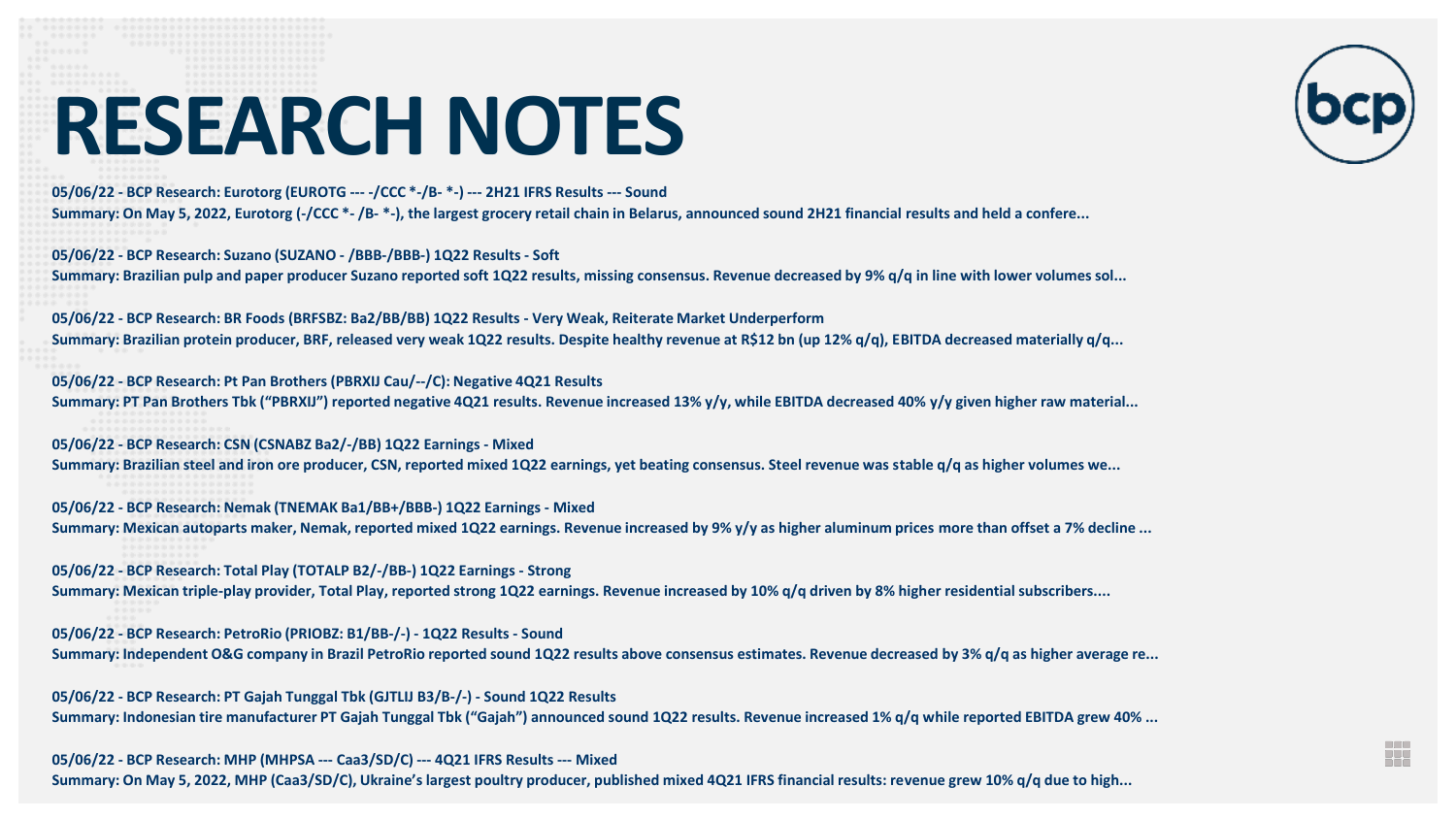# RESEARCH NOTES

**05/06/22 - BCP Research: Eurotorg (EUROTG --- -/CCC *-/B- *-) --- 2H21 IFRS Results --- Sound**
**Summary: On May 5, 2022, Eurotorg (-/CCC *- /B- *-), the largest grocery retail chain in Belarus, announced sound 2H21 financial results and held a confere...**

**05/06/22 - BCP Research: Suzano (SUZANO - /BBB-/BBB-) 1Q22 Results - Soft**
**Summary: Brazilian pulp and paper producer Suzano reported soft 1Q22 results, missing consensus. Revenue decreased by 9% q/q in line with lower volumes sol...**

**05/06/22 - BCP Research: BR Foods (BRFSBZ: Ba2/BB/BB) 1Q22 Results - Very Weak, Reiterate Market Underperform**
**Summary: Brazilian protein producer, BRF, released very weak 1Q22 results. Despite healthy revenue at R$12 bn (up 12% q/q), EBITDA decreased materially q/q...**

**05/06/22 - BCP Research: Pt Pan Brothers (PBRXIJ Cau/--/C): Negative 4Q21 Results**
**Summary: PT Pan Brothers Tbk ("PBRXIJ") reported negative 4Q21 results. Revenue increased 13% y/y, while EBITDA decreased 40% y/y given higher raw material...**

**05/06/22 - BCP Research: CSN (CSNABZ Ba2/-/BB) 1Q22 Earnings - Mixed**
**Summary: Brazilian steel and iron ore producer, CSN, reported mixed 1Q22 earnings, yet beating consensus. Steel revenue was stable q/q as higher volumes we...**

**05/06/22 - BCP Research: Nemak (TNEMAK Ba1/BB+/BBB-) 1Q22 Earnings - Mixed**
**Summary: Mexican autoparts maker, Nemak, reported mixed 1Q22 earnings. Revenue increased by 9% y/y as higher aluminum prices more than offset a 7% decline ...**

**05/06/22 - BCP Research: Total Play (TOTALP B2/-/BB-) 1Q22 Earnings - Strong**
**Summary: Mexican triple-play provider, Total Play, reported strong 1Q22 earnings. Revenue increased by 10% q/q driven by 8% higher residential subscribers....**

**05/06/22 - BCP Research: PetroRio (PRIOBZ: B1/BB-/-) - 1Q22 Results - Sound**
**Summary: Independent O&G company in Brazil PetroRio reported sound 1Q22 results above consensus estimates. Revenue decreased by 3% q/q as higher average re...**

**05/06/22 - BCP Research: PT Gajah Tunggal Tbk (GJTLIJ B3/B-/-) - Sound 1Q22 Results**
**Summary: Indonesian tire manufacturer PT Gajah Tunggal Tbk ("Gajah") announced sound 1Q22 results. Revenue increased 1% q/q while reported EBITDA grew 40% ...**

**05/06/22 - BCP Research: MHP (MHPSA --- Caa3/SD/C) --- 4Q21 IFRS Results --- Mixed**
**Summary: On May 5, 2022, MHP (Caa3/SD/C), Ukraine's largest poultry producer, published mixed 4Q21 IFRS financial results: revenue grew 10% q/q due to high...**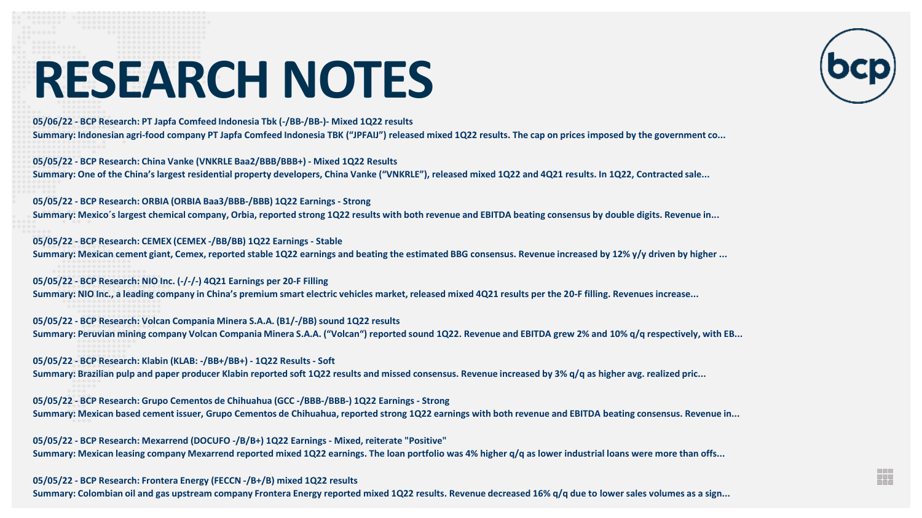# RESEARCH NOTES

**05/06/22 - BCP Research: PT Japfa Comfeed Indonesia Tbk (-/BB-/BB-)- Mixed 1Q22 results**
**Summary: Indonesian agri-food company PT Japfa Comfeed Indonesia TBK ("JPFAIJ") released mixed 1Q22 results. The cap on prices imposed by the government co...**

**05/05/22 - BCP Research: China Vanke (VNKRLE Baa2/BBB/BBB+) - Mixed 1Q22 Results**
**Summary: One of the China's largest residential property developers, China Vanke ("VNKRLE"), released mixed 1Q22 and 4Q21 results. In 1Q22, Contracted sale...**

**05/05/22 - BCP Research: ORBIA (ORBIA Baa3/BBB-/BBB) 1Q22 Earnings - Strong**
**Summary: Mexico´s largest chemical company, Orbia, reported strong 1Q22 results with both revenue and EBITDA beating consensus by double digits. Revenue in...**

**05/05/22 - BCP Research: CEMEX (CEMEX -/BB/BB) 1Q22 Earnings - Stable**
**Summary: Mexican cement giant, Cemex, reported stable 1Q22 earnings and beating the estimated BBG consensus. Revenue increased by 12% y/y driven by higher ...**

**05/05/22 - BCP Research: NIO Inc. (-/-/-) 4Q21 Earnings per 20-F Filling**
**Summary: NIO Inc., a leading company in China's premium smart electric vehicles market, released mixed 4Q21 results per the 20-F filling. Revenues increase...**

**05/05/22 - BCP Research: Volcan Compania Minera S.A.A. (B1/-/BB) sound 1Q22 results**
**Summary: Peruvian mining company Volcan Compania Minera S.A.A. ("Volcan") reported sound 1Q22. Revenue and EBITDA grew 2% and 10% q/q respectively, with EB...**

**05/05/22 - BCP Research: Klabin (KLAB: -/BB+/BB+) - 1Q22 Results - Soft**
**Summary: Brazilian pulp and paper producer Klabin reported soft 1Q22 results and missed consensus. Revenue increased by 3% q/q as higher avg. realized pric...**

**05/05/22 - BCP Research: Grupo Cementos de Chihuahua (GCC -/BBB-/BBB-) 1Q22 Earnings - Strong**
**Summary: Mexican based cement issuer, Grupo Cementos de Chihuahua, reported strong 1Q22 earnings with both revenue and EBITDA beating consensus. Revenue in...**

**05/05/22 - BCP Research: Mexarrend (DOCUFO -/B/B+) 1Q22 Earnings - Mixed, reiterate "Positive"**
**Summary: Mexican leasing company Mexarrend reported mixed 1Q22 earnings. The loan portfolio was 4% higher q/q as lower industrial loans were more than offs...**

**05/05/22 - BCP Research: Frontera Energy (FECCN -/B+/B) mixed 1Q22 results**
**Summary: Colombian oil and gas upstream company Frontera Energy reported mixed 1Q22 results. Revenue decreased 16% q/q due to lower sales volumes as a sign...**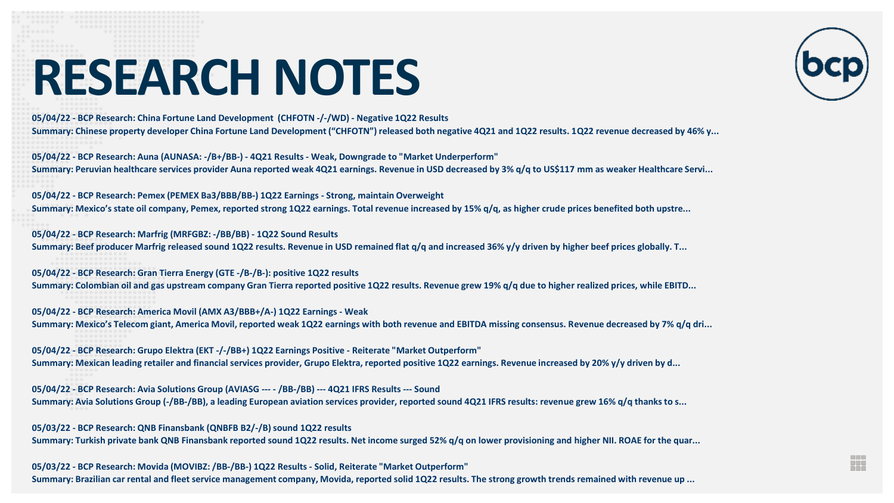# RESEARCH NOTES

**05/04/22 - BCP Research: China Fortune Land Development (CHFOTN -/-/WD) - Negative 1Q22 Results**
**Summary: Chinese property developer China Fortune Land Development ("CHFOTN") released both negative 4Q21 and 1Q22 results. 1Q22 revenue decreased by 46% y...**

**05/04/22 - BCP Research: Auna (AUNASA: -/B+/BB-) - 4Q21 Results - Weak, Downgrade to "Market Underperform"**
**Summary: Peruvian healthcare services provider Auna reported weak 4Q21 earnings. Revenue in USD decreased by 3% q/q to US$117 mm as weaker Healthcare Servi...**

**05/04/22 - BCP Research: Pemex (PEMEX Ba3/BBB/BB-) 1Q22 Earnings - Strong, maintain Overweight**
**Summary: Mexico's state oil company, Pemex, reported strong 1Q22 earnings. Total revenue increased by 15% q/q, as higher crude prices benefited both upstre...**

**05/04/22 - BCP Research: Marfrig (MRFGBZ: -/BB/BB) - 1Q22 Sound Results**
**Summary: Beef producer Marfrig released sound 1Q22 results. Revenue in USD remained flat q/q and increased 36% y/y driven by higher beef prices globally. T...**

**05/04/22 - BCP Research: Gran Tierra Energy (GTE -/B-/B-): positive 1Q22 results**
**Summary: Colombian oil and gas upstream company Gran Tierra reported positive 1Q22 results. Revenue grew 19% q/q due to higher realized prices, while EBITD...**

**05/04/22 - BCP Research: America Movil (AMX A3/BBB+/A-) 1Q22 Earnings - Weak**
**Summary: Mexico's Telecom giant, America Movil, reported weak 1Q22 earnings with both revenue and EBITDA missing consensus. Revenue decreased by 7% q/q dri...**

**05/04/22 - BCP Research: Grupo Elektra (EKT -/-/BB+) 1Q22 Earnings Positive - Reiterate "Market Outperform"**
**Summary: Mexican leading retailer and financial services provider, Grupo Elektra, reported positive 1Q22 earnings. Revenue increased by 20% y/y driven by d...**

**05/04/22 - BCP Research: Avia Solutions Group (AVIASG --- - /BB-/BB) --- 4Q21 IFRS Results --- Sound**
**Summary: Avia Solutions Group (-/BB-/BB), a leading European aviation services provider, reported sound 4Q21 IFRS results: revenue grew 16% q/q thanks to s...**

**05/03/22 - BCP Research: QNB Finansbank (QNBFB B2/-/B) sound 1Q22 results**
**Summary: Turkish private bank QNB Finansbank reported sound 1Q22 results. Net income surged 52% q/q on lower provisioning and higher NII. ROAE for the quar...**

**05/03/22 - BCP Research: Movida (MOVIBZ: /BB-/BB-) 1Q22 Results - Solid, Reiterate "Market Outperform"**
**Summary: Brazilian car rental and fleet service management company, Movida, reported solid 1Q22 results. The strong growth trends remained with revenue up ...**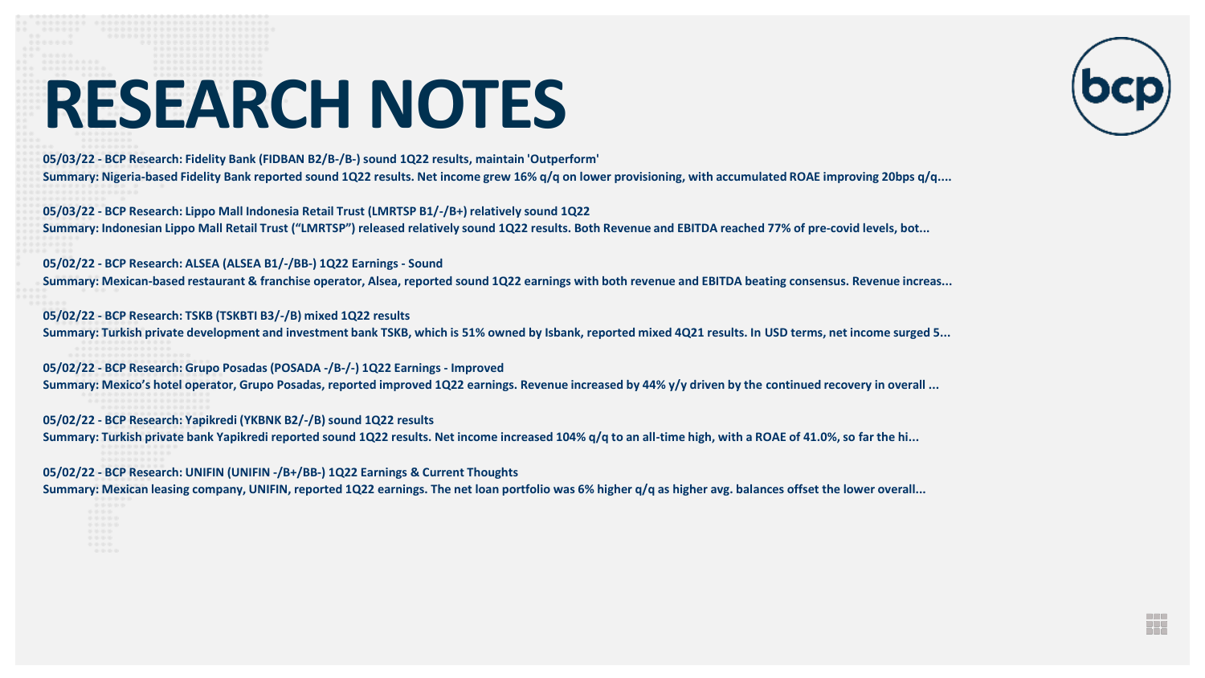# RESEARCH NOTES

**05/03/22 - BCP Research: Fidelity Bank (FIDBAN B2/B-/B-) sound 1Q22 results, maintain 'Outperform'**
**Summary: Nigeria-based Fidelity Bank reported sound 1Q22 results. Net income grew 16% q/q on lower provisioning, with accumulated ROAE improving 20bps q/q....**

**05/03/22 - BCP Research: Lippo Mall Indonesia Retail Trust (LMRTSP B1/-/B+) relatively sound 1Q22**
**Summary: Indonesian Lippo Mall Retail Trust ("LMRTSP") released relatively sound 1Q22 results. Both Revenue and EBITDA reached 77% of pre-covid levels, bot...**

**05/02/22 - BCP Research: ALSEA (ALSEA B1/-/BB-) 1Q22 Earnings - Sound**
**Summary: Mexican-based restaurant & franchise operator, Alsea, reported sound 1Q22 earnings with both revenue and EBITDA beating consensus. Revenue increas...**

**05/02/22 - BCP Research: TSKB (TSKBTI B3/-/B) mixed 1Q22 results**
**Summary: Turkish private development and investment bank TSKB, which is 51% owned by Isbank, reported mixed 4Q21 results. In USD terms, net income surged 5...**

**05/02/22 - BCP Research: Grupo Posadas (POSADA -/B-/-) 1Q22 Earnings - Improved**
**Summary: Mexico's hotel operator, Grupo Posadas, reported improved 1Q22 earnings. Revenue increased by 44% y/y driven by the continued recovery in overall ...**

**05/02/22 - BCP Research: Yapikredi (YKBNK B2/-/B) sound 1Q22 results**
**Summary: Turkish private bank Yapikredi reported sound 1Q22 results. Net income increased 104% q/q to an all-time high, with a ROAE of 41.0%, so far the hi...**

**05/02/22 - BCP Research: UNIFIN (UNIFIN -/B+/BB-) 1Q22 Earnings & Current Thoughts**
**Summary: Mexican leasing company, UNIFIN, reported 1Q22 earnings. The net loan portfolio was 6% higher q/q as higher avg. balances offset the lower overall...**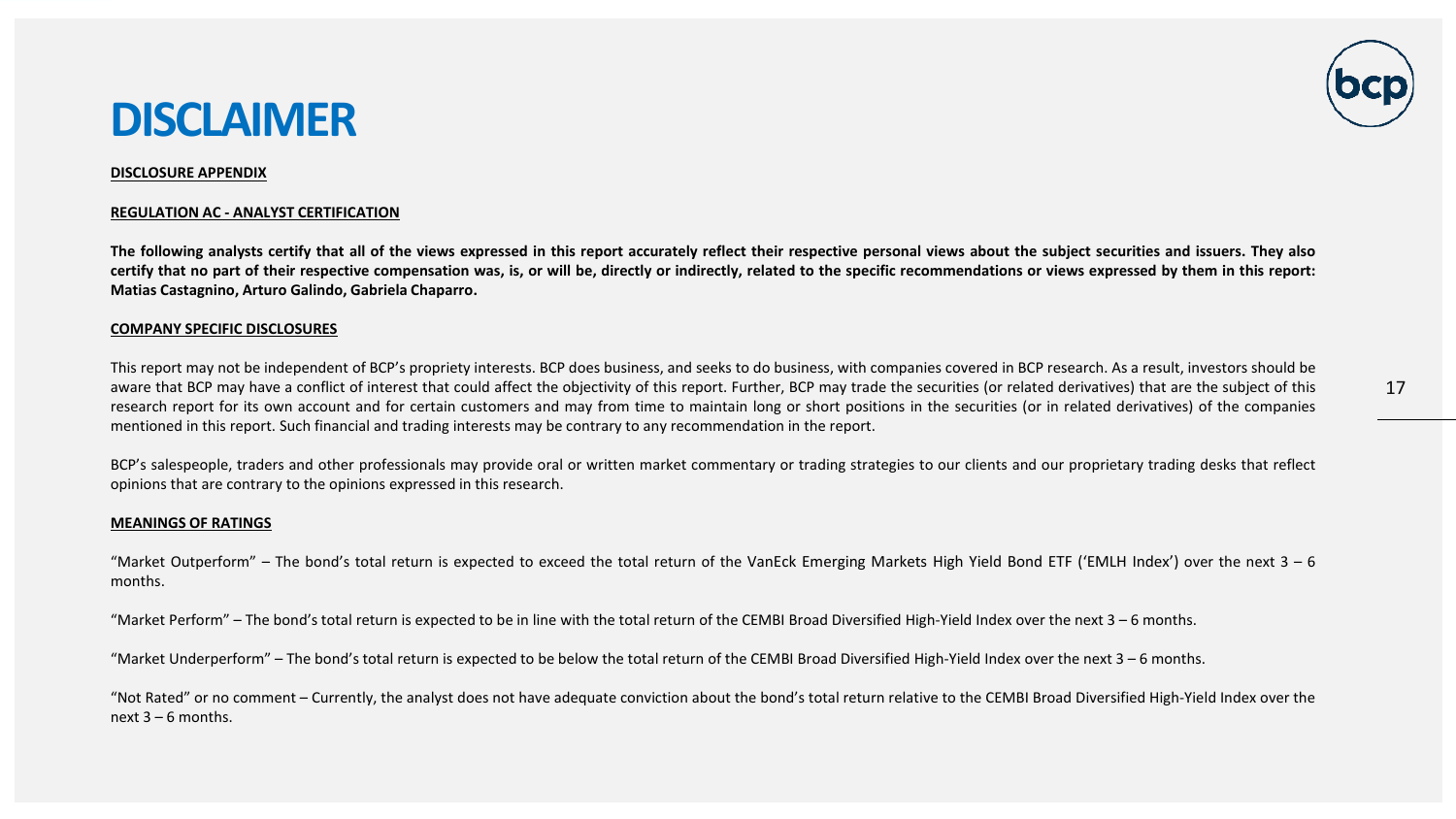# DISCLAIMER

**DISCLOSURE APPENDIX**

**REGULATION AC - ANALYST CERTIFICATION**

**The following analysts certify that all of the views expressed in this report accurately reflect their respective personal views about the subject securities and issuers. They also certify that no part of their respective compensation was, is, or will be, directly or indirectly, related to the specific recommendations or views expressed by them in this report: Matias Castagnino, Arturo Galindo, Gabriela Chaparro.**

**COMPANY SPECIFIC DISCLOSURES**

This report may not be independent of BCP's propriety interests. BCP does business, and seeks to do business, with companies covered in BCP research. As a result, investors should be aware that BCP may have a conflict of interest that could affect the objectivity of this report. Further, BCP may trade the securities (or related derivatives) that are the subject of this research report for its own account and for certain customers and may from time to maintain long or short positions in the securities (or in related derivatives) of the companies mentioned in this report. Such financial and trading interests may be contrary to any recommendation in the report.

BCP's salespeople, traders and other professionals may provide oral or written market commentary or trading strategies to our clients and our proprietary trading desks that reflect opinions that are contrary to the opinions expressed in this research.

**MEANINGS OF RATINGS**

"Market Outperform" – The bond's total return is expected to exceed the total return of the VanEck Emerging Markets High Yield Bond ETF ('EMLH Index') over the next 3 – 6 months.

"Market Perform" – The bond's total return is expected to be in line with the total return of the CEMBI Broad Diversified High-Yield Index over the next 3 – 6 months.

"Market Underperform" – The bond's total return is expected to be below the total return of the CEMBI Broad Diversified High-Yield Index over the next 3 – 6 months.

"Not Rated" or no comment – Currently, the analyst does not have adequate conviction about the bond's total return relative to the CEMBI Broad Diversified High-Yield Index over the next 3 – 6 months.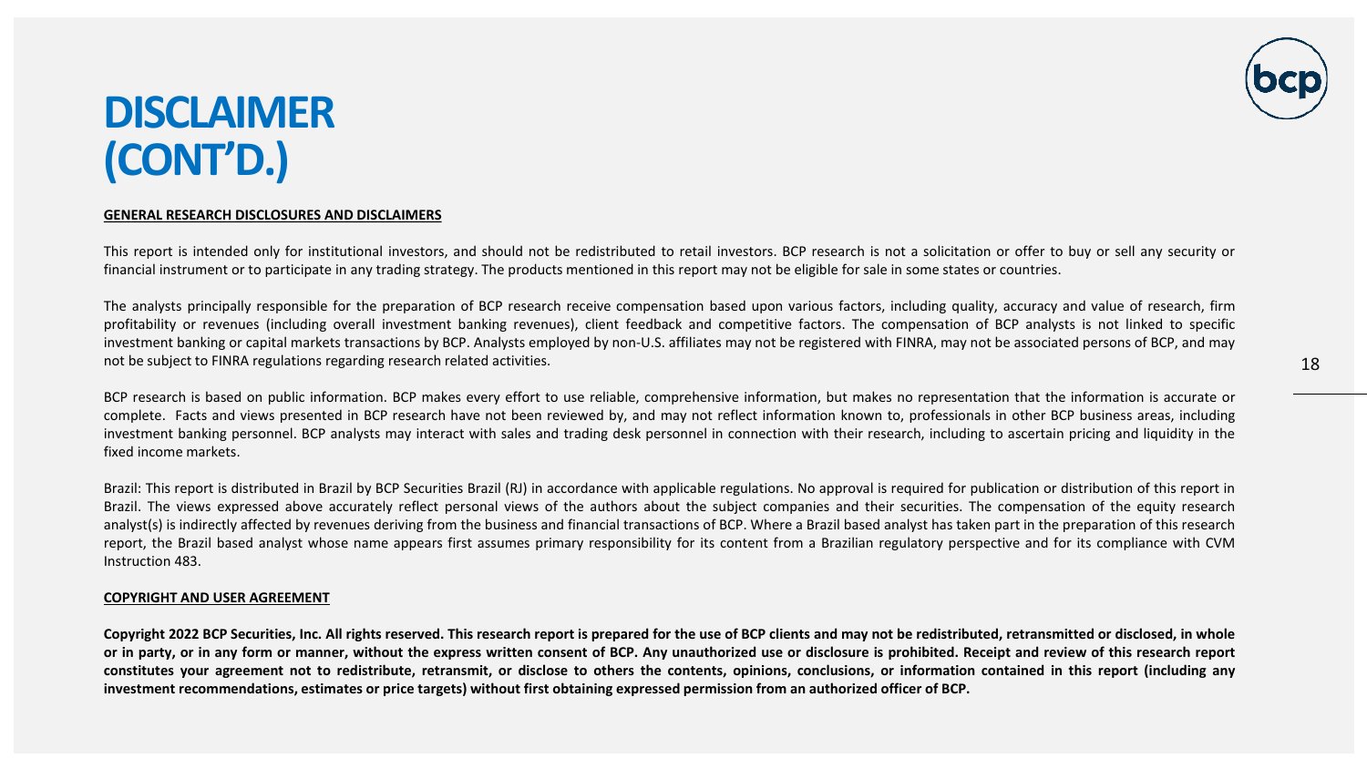# DISCLAIMER (CONT'D.)

**GENERAL RESEARCH DISCLOSURES AND DISCLAIMERS**

This report is intended only for institutional investors, and should not be redistributed to retail investors. BCP research is not a solicitation or offer to buy or sell any security or financial instrument or to participate in any trading strategy. The products mentioned in this report may not be eligible for sale in some states or countries.

The analysts principally responsible for the preparation of BCP research receive compensation based upon various factors, including quality, accuracy and value of research, firm profitability or revenues (including overall investment banking revenues), client feedback and competitive factors. The compensation of BCP analysts is not linked to specific investment banking or capital markets transactions by BCP. Analysts employed by non-U.S. affiliates may not be registered with FINRA, may not be associated persons of BCP, and may not be subject to FINRA regulations regarding research related activities.

BCP research is based on public information. BCP makes every effort to use reliable, comprehensive information, but makes no representation that the information is accurate or complete. Facts and views presented in BCP research have not been reviewed by, and may not reflect information known to, professionals in other BCP business areas, including investment banking personnel. BCP analysts may interact with sales and trading desk personnel in connection with their research, including to ascertain pricing and liquidity in the fixed income markets.

Brazil: This report is distributed in Brazil by BCP Securities Brazil (RJ) in accordance with applicable regulations. No approval is required for publication or distribution of this report in Brazil. The views expressed above accurately reflect personal views of the authors about the subject companies and their securities. The compensation of the equity research analyst(s) is indirectly affected by revenues deriving from the business and financial transactions of BCP. Where a Brazil based analyst has taken part in the preparation of this research report, the Brazil based analyst whose name appears first assumes primary responsibility for its content from a Brazilian regulatory perspective and for its compliance with CVM Instruction 483.

**COPYRIGHT AND USER AGREEMENT**

**Copyright 2022 BCP Securities, Inc. All rights reserved. This research report is prepared for the use of BCP clients and may not be redistributed, retransmitted or disclosed, in whole or in party, or in any form or manner, without the express written consent of BCP. Any unauthorized use or disclosure is prohibited. Receipt and review of this research report constitutes your agreement not to redistribute, retransmit, or disclose to others the contents, opinions, conclusions, or information contained in this report (including any investment recommendations, estimates or price targets) without first obtaining expressed permission from an authorized officer of BCP.**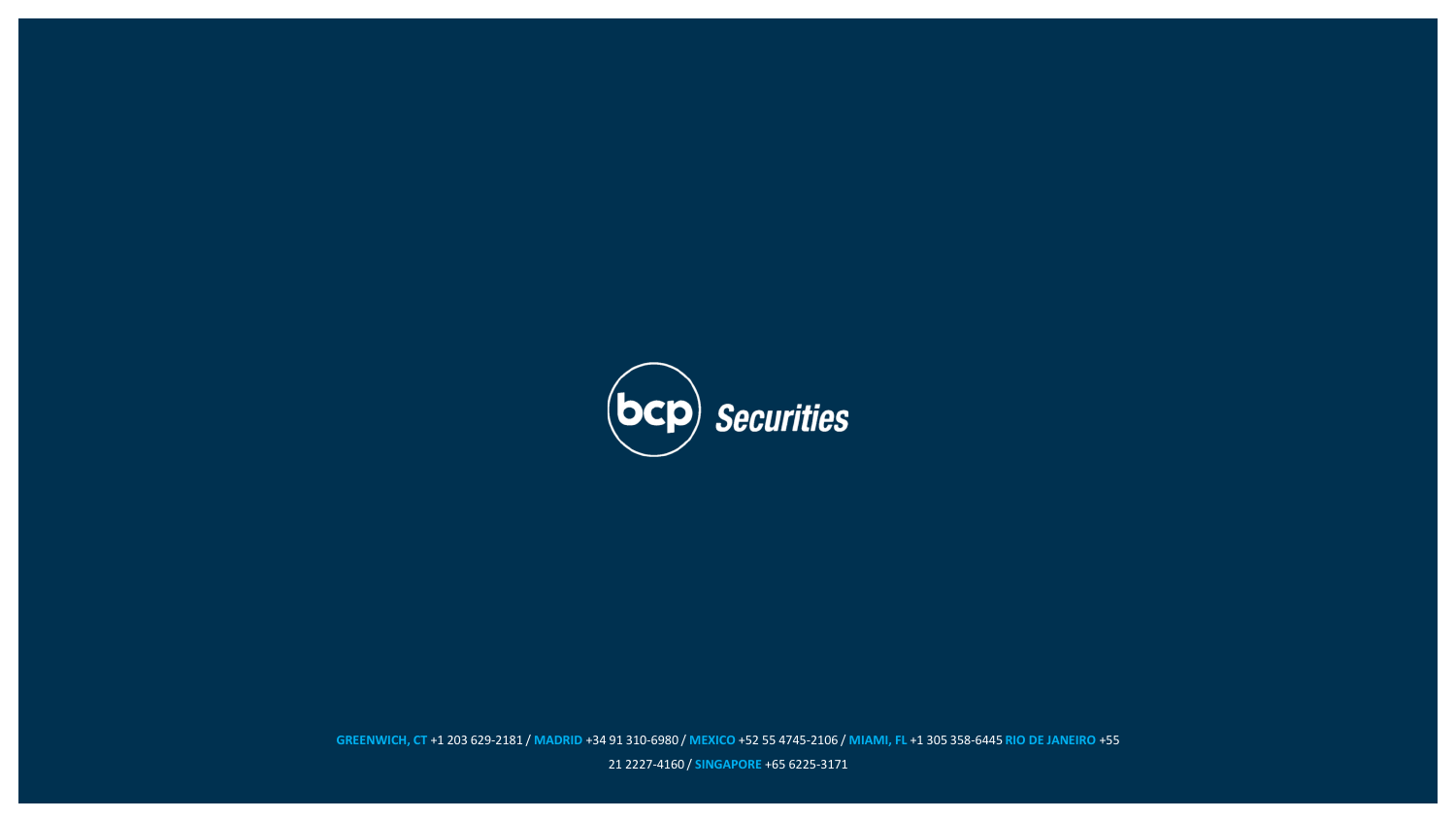bcp Securities

**GREENWICH, CT** +1 203 629-2181 / **MADRID** +34 91 310-6980 / **MEXICO** +52 55 4745-2106 / **MIAMI, FL** +1 305 358-6445 **RIO DE JANEIRO** +55 21 2227-4160 / **SINGAPORE** +65 6225-3171